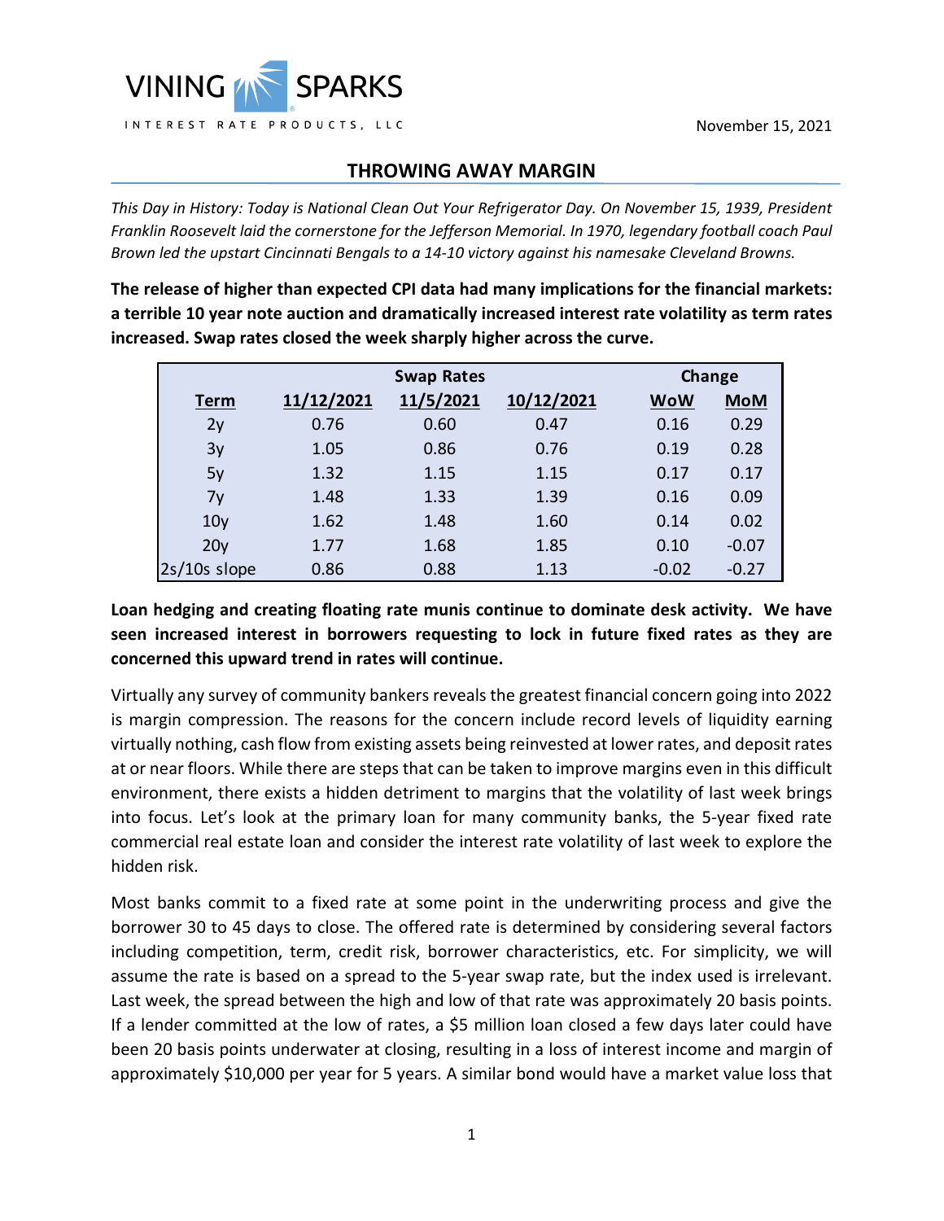VINING SPARKS

INTEREST RATE PRODUCTS, LLC

November 15, 2021

# THROWING AWAY MARGIN

*This Day in History: Today is National Clean Out Your Refrigerator Day. On November 15, 1939, President Franklin Roosevelt laid the cornerstone for the Jefferson Memorial. In 1970, legendary football coach Paul Brown led the upstart Cincinnati Bengals to a 14-10 victory against his namesake Cleveland Browns.*

**The release of higher than expected CPI data had many implications for the financial markets: a terrible 10 year note auction and dramatically increased interest rate volatility as term rates increased. Swap rates closed the week sharply higher across the curve.**

| | Swap Rates | | | Change | |
|---|---|---|---|---|---|
| **Term** | **11/12/2021** | **11/5/2021** | **10/12/2021** | **WoW** | **MoM** |
| 2y | 0.76 | 0.60 | 0.47 | 0.16 | 0.29 |
| 3y | 1.05 | 0.86 | 0.76 | 0.19 | 0.28 |
| 5y | 1.32 | 1.15 | 1.15 | 0.17 | 0.17 |
| 7y | 1.48 | 1.33 | 1.39 | 0.16 | 0.09 |
| 10y | 1.62 | 1.48 | 1.60 | 0.14 | 0.02 |
| 20y | 1.77 | 1.68 | 1.85 | 0.10 | -0.07 |
| 2s/10s slope | 0.86 | 0.88 | 1.13 | -0.02 | -0.27 |

**Loan hedging and creating floating rate munis continue to dominate desk activity. We have seen increased interest in borrowers requesting to lock in future fixed rates as they are concerned this upward trend in rates will continue.**

Virtually any survey of community bankers reveals the greatest financial concern going into 2022 is margin compression. The reasons for the concern include record levels of liquidity earning virtually nothing, cash flow from existing assets being reinvested at lower rates, and deposit rates at or near floors. While there are steps that can be taken to improve margins even in this difficult environment, there exists a hidden detriment to margins that the volatility of last week brings into focus. Let's look at the primary loan for many community banks, the 5-year fixed rate commercial real estate loan and consider the interest rate volatility of last week to explore the hidden risk.

Most banks commit to a fixed rate at some point in the underwriting process and give the borrower 30 to 45 days to close. The offered rate is determined by considering several factors including competition, term, credit risk, borrower characteristics, etc. For simplicity, we will assume the rate is based on a spread to the 5-year swap rate, but the index used is irrelevant. Last week, the spread between the high and low of that rate was approximately 20 basis points. If a lender committed at the low of rates, a $5 million loan closed a few days later could have been 20 basis points underwater at closing, resulting in a loss of interest income and margin of approximately $10,000 per year for 5 years. A similar bond would have a market value loss that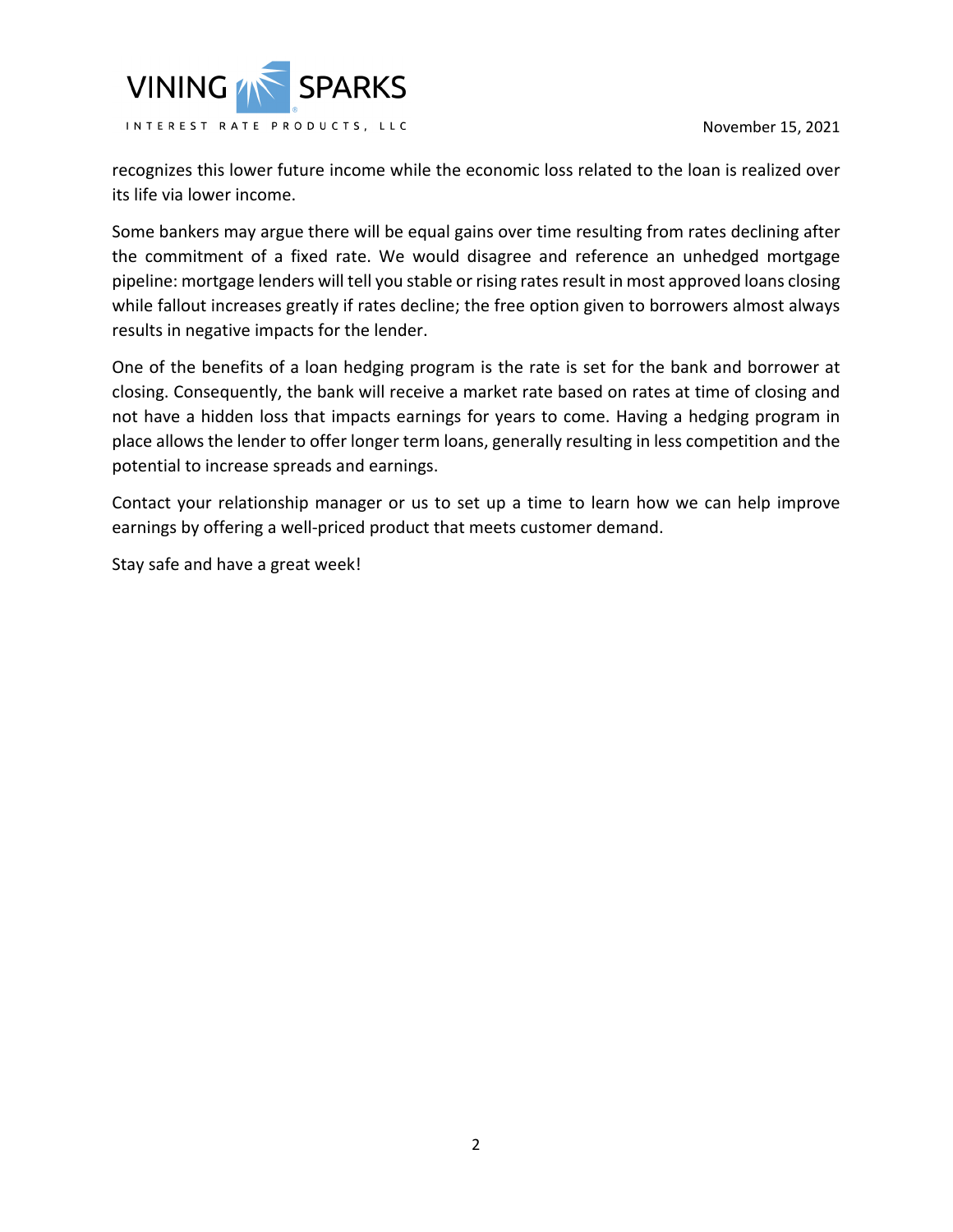recognizes this lower future income while the economic loss related to the loan is realized over its life via lower income.

Some bankers may argue there will be equal gains over time resulting from rates declining after the commitment of a fixed rate. We would disagree and reference an unhedged mortgage pipeline: mortgage lenders will tell you stable or rising rates result in most approved loans closing while fallout increases greatly if rates decline; the free option given to borrowers almost always results in negative impacts for the lender.

One of the benefits of a loan hedging program is the rate is set for the bank and borrower at closing. Consequently, the bank will receive a market rate based on rates at time of closing and not have a hidden loss that impacts earnings for years to come. Having a hedging program in place allows the lender to offer longer term loans, generally resulting in less competition and the potential to increase spreads and earnings.

Contact your relationship manager or us to set up a time to learn how we can help improve earnings by offering a well-priced product that meets customer demand.

Stay safe and have a great week!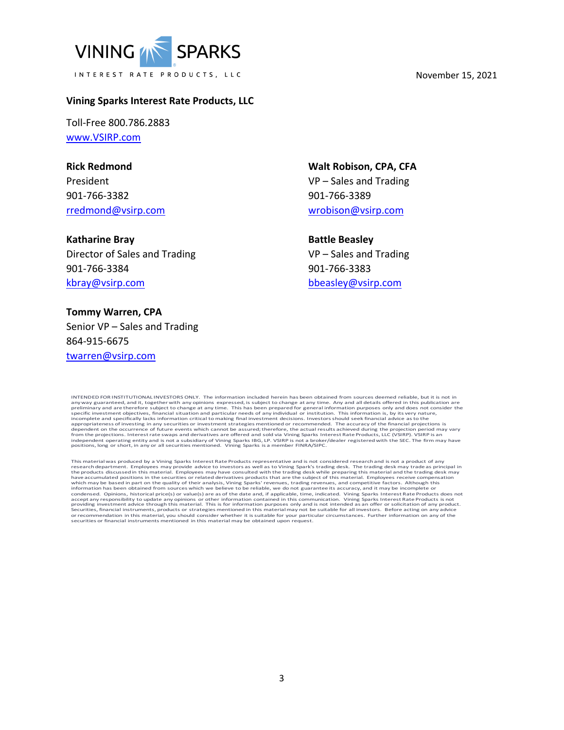VINING SPARKS

INTEREST RATE PRODUCTS, LLC

November 15, 2021

**Vining Sparks Interest Rate Products, LLC**

Toll-Free 800.786.2883
www.VSIRP.com

**Rick Redmond**
President
901-766-3382
rredmond@vsirp.com

**Katharine Bray**
Director of Sales and Trading
901-766-3384
kbray@vsirp.com

**Tommy Warren, CPA**
Senior VP – Sales and Trading
864-915-6675
twarren@vsirp.com

**Walt Robison, CPA, CFA**
VP – Sales and Trading
901-766-3389
wrobison@vsirp.com

**Battle Beasley**
VP – Sales and Trading
901-766-3383
bbeasley@vsirp.com

INTENDED FOR INSTITUTIONAL INVESTORS ONLY. The information included herein has been obtained from sources deemed reliable, but it is not in any way guaranteed, and it, together with any opinions expressed, is subject to change at any time. Any and all details offered in this publication are preliminary and are therefore subject to change at any time. This has been prepared for general information purposes only and does not consider the specific investment objectives, financial situation and particular needs of any individual or institution. This information is, by its very nature, incomplete and specifically lacks information critical to making final investment decisions. Investors should seek financial advice as to the appropriateness of investing in any securities or investment strategies mentioned or recommended. The accuracy of the financial projections is dependent on the occurrence of future events which cannot be assured; therefore, the actual results achieved during the projection period may vary from the projections. Interest rate swaps and derivatives are offered and sold via Vining Sparks Interest Rate Products, LLC (VSIRP). VSIRP is an independent operating entity and is not a subsidiary of Vining Sparks IBG, LP. VSIRP is not a broker/dealer registered with the SEC. The firm may have positions, long or short, in any or all securities mentioned. Vining Sparks is a member FINRA/SIPC.

This material was produced by a Vining Sparks Interest Rate Products representative and is not considered research and is not a product of any research department. Employees may provide advice to investors as well as to Vining Spark's trading desk. The trading desk may trade as principal in the products discussed in this material. Employees may have consulted with the trading desk while preparing this material and the trading desk may have accumulated positions in the securities or related derivatives products that are the subject of this material. Employees receive compensation which may be based in part on the quality of their analysis, Vining Sparks' revenues, trading revenues, and competitive factors. Although this information has been obtained from sources which we believe to be reliable, we do not guarantee its accuracy, and it may be incomplete or condensed. Opinions, historical price(s) or value(s) are as of the date and, if applicable, time, indicated. Vining Sparks Interest Rate Products does not accept any responsibility to update any opinions or other information contained in this communication. Vining Sparks Interest Rate Products is not providing investment advice through this material. This is for information purposes only and is not intended as an offer or solicitation of any product. Securities, financial instruments, products or strategies mentioned in this material may not be suitable for all investors. Before acting on any advice or recommendation in this material, you should consider whether it is suitable for your particular circumstances. Further information on any of the securities or financial instruments mentioned in this material may be obtained upon request.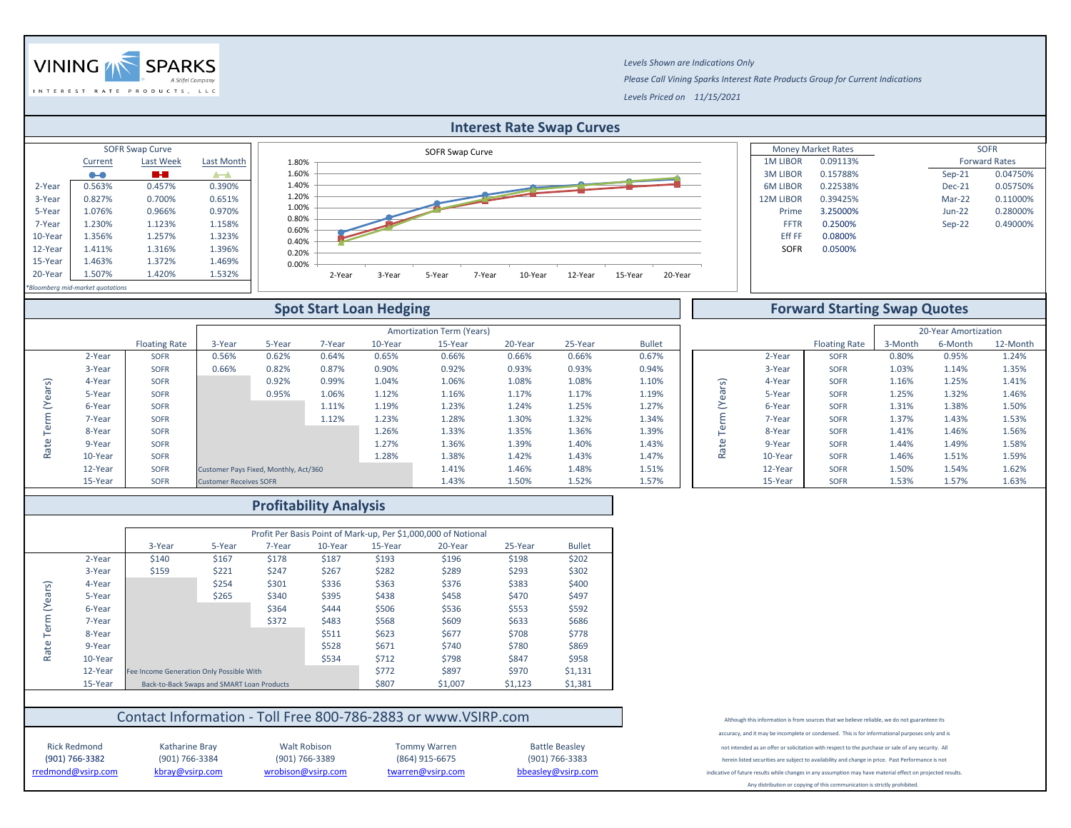VINING SPARKS
INTEREST RATE PRODUCTS, LLC
A Stifel Company

*Levels Shown are Indications Only*

*Please Call Vining Sparks Interest Rate Products Group for Current Indications*

*Levels Priced on 11/15/2021*

## Interest Rate Swap Curves

| | SOFR Swap Curve | | |
|---|---|---|---|
| | Current | Last Week | Last Month |
| 2-Year | 0.563% | 0.457% | 0.390% |
| 3-Year | 0.827% | 0.700% | 0.651% |
| 5-Year | 1.076% | 0.966% | 0.970% |
| 7-Year | 1.230% | 1.123% | 1.158% |
| 10-Year | 1.356% | 1.257% | 1.323% |
| 12-Year | 1.411% | 1.316% | 1.396% |
| 15-Year | 1.463% | 1.372% | 1.469% |
| 20-Year | 1.507% | 1.420% | 1.532% |

*Bloomberg mid-market quotations

SOFR Swap Curve

| Money Market Rates | |
|---|---|
| 1M LIBOR | 0.09113% |
| 3M LIBOR | 0.15788% |
| 6M LIBOR | 0.22538% |
| 12M LIBOR | 0.39425% |
| Prime | 3.25000% |
| FFTR | 0.2500% |
| Eff FF | 0.0800% |
| SOFR | 0.0500% |

| SOFR Forward Rates | |
|---|---|
| Sep-21 | 0.04750% |
| Dec-21 | 0.05750% |
| Mar-22 | 0.11000% |
| Jun-22 | 0.28000% |
| Sep-22 | 0.49000% |

## Spot Start Loan Hedging

| Rate Term (Years) | Floating Rate | Amortization Term (Years) 3-Year | 5-Year | 7-Year | 10-Year | 15-Year | 20-Year | 25-Year | Bullet |
|---|---|---|---|---|---|---|---|---|---|
| 2-Year | SOFR | 0.56% | 0.62% | 0.64% | 0.65% | 0.66% | 0.66% | 0.66% | 0.67% |
| 3-Year | SOFR | 0.66% | 0.82% | 0.87% | 0.90% | 0.92% | 0.93% | 0.93% | 0.94% |
| 4-Year | SOFR | | 0.92% | 0.99% | 1.04% | 1.06% | 1.08% | 1.08% | 1.10% |
| 5-Year | SOFR | | 0.95% | 1.06% | 1.12% | 1.16% | 1.17% | 1.17% | 1.19% |
| 6-Year | SOFR | | | 1.11% | 1.19% | 1.23% | 1.24% | 1.25% | 1.27% |
| 7-Year | SOFR | | | 1.12% | 1.23% | 1.28% | 1.30% | 1.32% | 1.34% |
| 8-Year | SOFR | | | | 1.26% | 1.33% | 1.35% | 1.36% | 1.39% |
| 9-Year | SOFR | | | | 1.27% | 1.36% | 1.39% | 1.40% | 1.43% |
| 10-Year | SOFR | | | | 1.28% | 1.38% | 1.42% | 1.43% | 1.47% |
| 12-Year | SOFR | Customer Pays Fixed, Monthly, Act/360 | | | | 1.41% | 1.46% | 1.48% | 1.51% |
| 15-Year | SOFR | Customer Receives SOFR | | | | 1.43% | 1.50% | 1.52% | 1.57% |

## Forward Starting Swap Quotes

| Rate Term (Years) | Floating Rate | 20-Year Amortization 3-Month | 6-Month | 12-Month |
|---|---|---|---|---|
| 2-Year | SOFR | 0.80% | 0.95% | 1.24% |
| 3-Year | SOFR | 1.03% | 1.14% | 1.35% |
| 4-Year | SOFR | 1.16% | 1.25% | 1.41% |
| 5-Year | SOFR | 1.25% | 1.32% | 1.46% |
| 6-Year | SOFR | 1.31% | 1.38% | 1.50% |
| 7-Year | SOFR | 1.37% | 1.43% | 1.53% |
| 8-Year | SOFR | 1.41% | 1.46% | 1.56% |
| 9-Year | SOFR | 1.44% | 1.49% | 1.58% |
| 10-Year | SOFR | 1.46% | 1.51% | 1.59% |
| 12-Year | SOFR | 1.50% | 1.54% | 1.62% |
| 15-Year | SOFR | 1.53% | 1.57% | 1.63% |

## Profitability Analysis

| Rate Term (Years) | Profit Per Basis Point of Mark-up, Per $1,000,000 of Notional 3-Year | 5-Year | 7-Year | 10-Year | 15-Year | 20-Year | 25-Year | Bullet |
|---|---|---|---|---|---|---|---|---|
| 2-Year | $140 | $167 | $178 | $187 | $193 | $196 | $198 | $202 |
| 3-Year | $159 | $221 | $247 | $267 | $282 | $289 | $293 | $302 |
| 4-Year | | $254 | $301 | $336 | $363 | $376 | $383 | $400 |
| 5-Year | | $265 | $340 | $395 | $438 | $458 | $470 | $497 |
| 6-Year | | | $364 | $444 | $506 | $536 | $553 | $592 |
| 7-Year | | | $372 | $483 | $568 | $609 | $633 | $686 |
| 8-Year | | | | $511 | $623 | $677 | $708 | $778 |
| 9-Year | | | | $528 | $671 | $740 | $780 | $869 |
| 10-Year | | | | $534 | $712 | $798 | $847 | $958 |
| 12-Year | Fee Income Generation Only Possible With | | | | $772 | $897 | $970 | $1,131 |
| 15-Year | Back-to-Back Swaps and SMART Loan Products | | | | $807 | $1,007 | $1,123 | $1,381 |

## Contact Information - Toll Free 800-786-2883 or www.VSIRP.com

| Rick Redmond | Katharine Bray | Walt Robison | Tommy Warren | Battle Beasley |
|---|---|---|---|---|
| (901) 766-3382 | (901) 766-3384 | (901) 766-3389 | (864) 915-6675 | (901) 766-3383 |
| rredmond@vsirp.com | kbray@vsirp.com | wrobison@vsirp.com | twarren@vsirp.com | bbeasley@vsirp.com |

Although this information is from sources that we believe reliable, we do not guarantee its accuracy, and it may be incomplete or condensed. This is for informational purposes only and is not intended as an offer or solicitation with respect to the purchase or sale of any security. All herein listed securities are subject to availability and change in price. Past Performance is not indicative of future results while changes in any assumption may have material effect on projected results. Any distribution or copying of this communication is strictly prohibited.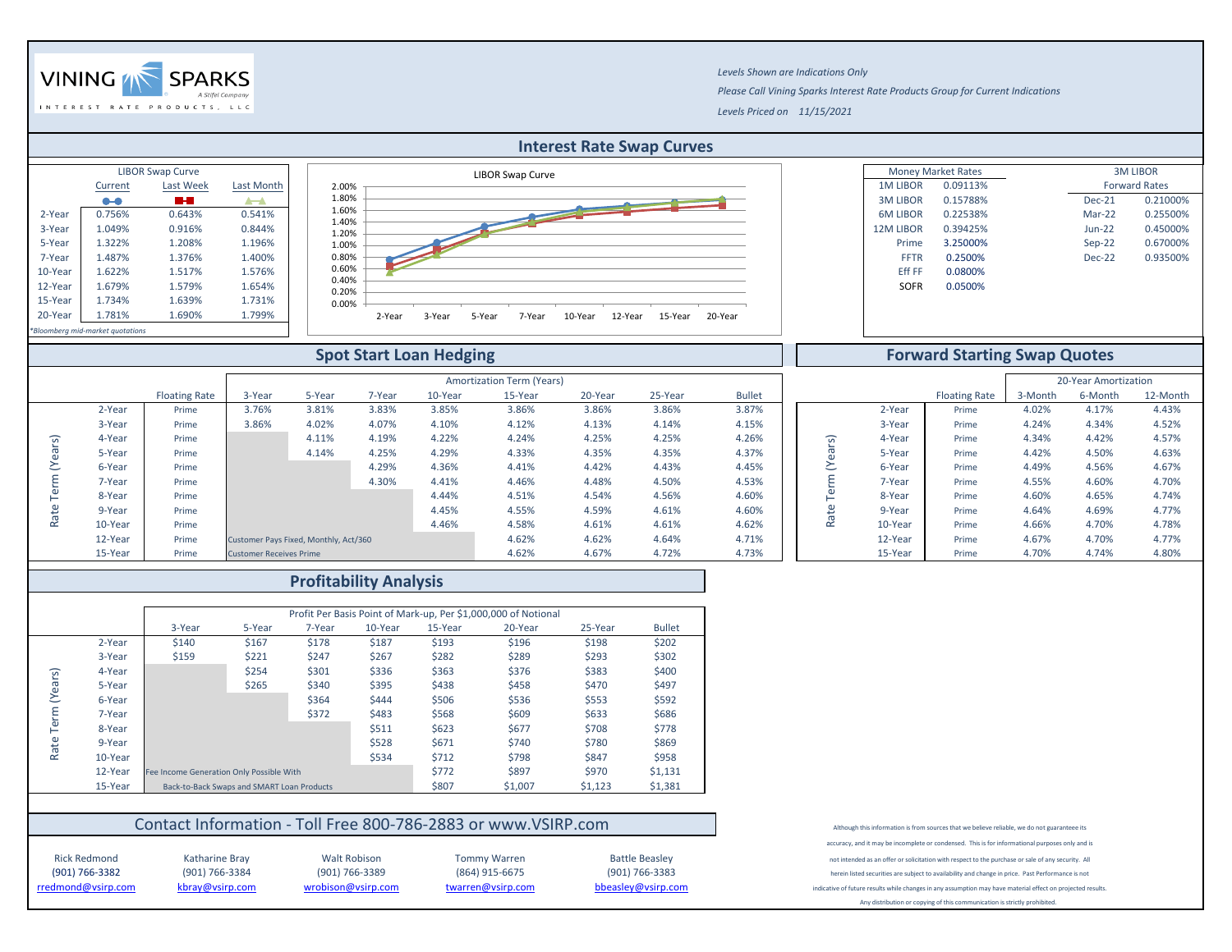VINING SPARKS
INTEREST RATE PRODUCTS, LLC
A Stifel Company

*Levels Shown are Indications Only*

*Please Call Vining Sparks Interest Rate Products Group for Current Indications*

*Levels Priced on 11/15/2021*

## Interest Rate Swap Curves

| | LIBOR Swap Curve | | |
|---|---|---|---|
| | Current | Last Week | Last Month |
| 2-Year | 0.756% | 0.643% | 0.541% |
| 3-Year | 1.049% | 0.916% | 0.844% |
| 5-Year | 1.322% | 1.208% | 1.196% |
| 7-Year | 1.487% | 1.376% | 1.400% |
| 10-Year | 1.622% | 1.517% | 1.576% |
| 12-Year | 1.679% | 1.579% | 1.654% |
| 15-Year | 1.734% | 1.639% | 1.731% |
| 20-Year | 1.781% | 1.690% | 1.799% |

*Bloomberg mid-market quotations

LIBOR Swap Curve

| Money Market Rates | |
|---|---|
| 1M LIBOR | 0.09113% |
| 3M LIBOR | 0.15788% |
| 6M LIBOR | 0.22538% |
| 12M LIBOR | 0.39425% |
| Prime | 3.25000% |
| FFTR | 0.2500% |
| Eff FF | 0.0800% |
| SOFR | 0.0500% |

| 3M LIBOR Forward Rates | |
|---|---|
| Dec-21 | 0.21000% |
| Mar-22 | 0.25500% |
| Jun-22 | 0.45000% |
| Sep-22 | 0.67000% |
| Dec-22 | 0.93500% |

## Spot Start Loan Hedging

| Rate Term (Years) | Floating Rate | Amortization Term (Years) | | | | | | | |
|---|---|---|---|---|---|---|---|---|---|
| | | 3-Year | 5-Year | 7-Year | 10-Year | 15-Year | 20-Year | 25-Year | Bullet |
| 2-Year | Prime | 3.76% | 3.81% | 3.83% | 3.85% | 3.86% | 3.86% | 3.86% | 3.87% |
| 3-Year | Prime | 3.86% | 4.02% | 4.07% | 4.10% | 4.12% | 4.13% | 4.14% | 4.15% |
| 4-Year | Prime | | 4.11% | 4.19% | 4.22% | 4.24% | 4.25% | 4.25% | 4.26% |
| 5-Year | Prime | | 4.14% | 4.25% | 4.29% | 4.33% | 4.35% | 4.35% | 4.37% |
| 6-Year | Prime | | | 4.29% | 4.36% | 4.41% | 4.42% | 4.43% | 4.45% |
| 7-Year | Prime | | | 4.30% | 4.41% | 4.46% | 4.48% | 4.50% | 4.53% |
| 8-Year | Prime | | | | 4.44% | 4.51% | 4.54% | 4.56% | 4.60% |
| 9-Year | Prime | | | | 4.45% | 4.55% | 4.59% | 4.61% | 4.60% |
| 10-Year | Prime | | | | 4.46% | 4.58% | 4.61% | 4.61% | 4.62% |
| 12-Year | Prime | | | | | 4.62% | 4.62% | 4.64% | 4.71% |
| 15-Year | Prime | | | | | 4.62% | 4.67% | 4.72% | 4.73% |

Customer Pays Fixed, Monthly, Act/360
Customer Receives Prime

## Forward Starting Swap Quotes

| Rate Term (Years) | Floating Rate | 20-Year Amortization | | |
|---|---|---|---|---|
| | | 3-Month | 6-Month | 12-Month |
| 2-Year | Prime | 4.02% | 4.17% | 4.43% |
| 3-Year | Prime | 4.24% | 4.34% | 4.52% |
| 4-Year | Prime | 4.34% | 4.42% | 4.57% |
| 5-Year | Prime | 4.42% | 4.50% | 4.63% |
| 6-Year | Prime | 4.49% | 4.56% | 4.67% |
| 7-Year | Prime | 4.55% | 4.60% | 4.70% |
| 8-Year | Prime | 4.60% | 4.65% | 4.74% |
| 9-Year | Prime | 4.64% | 4.69% | 4.77% |
| 10-Year | Prime | 4.66% | 4.70% | 4.78% |
| 12-Year | Prime | 4.67% | 4.70% | 4.77% |
| 15-Year | Prime | 4.70% | 4.74% | 4.80% |

## Profitability Analysis

| Rate Term (Years) | Profit Per Basis Point of Mark-up, Per $1,000,000 of Notional | | | | | | | |
|---|---|---|---|---|---|---|---|---|
| | 3-Year | 5-Year | 7-Year | 10-Year | 15-Year | 20-Year | 25-Year | Bullet |
| 2-Year | $140 | $167 | $178 | $187 | $193 | $196 | $198 | $202 |
| 3-Year | $159 | $221 | $247 | $267 | $282 | $289 | $293 | $302 |
| 4-Year | | $254 | $301 | $336 | $363 | $376 | $383 | $400 |
| 5-Year | | $265 | $340 | $395 | $438 | $458 | $470 | $497 |
| 6-Year | | | $364 | $444 | $506 | $536 | $553 | $592 |
| 7-Year | | | $372 | $483 | $568 | $609 | $633 | $686 |
| 8-Year | | | | $511 | $623 | $677 | $708 | $778 |
| 9-Year | | | | $528 | $671 | $740 | $780 | $869 |
| 10-Year | | | | $534 | $712 | $798 | $847 | $958 |
| 12-Year | | | | | $772 | $897 | $970 | $1,131 |
| 15-Year | | | | | $807 | $1,007 | $1,123 | $1,381 |

Fee Income Generation Only Possible With Back-to-Back Swaps and SMART Loan Products

## Contact Information - Toll Free 800-786-2883 or www.VSIRP.com

| Rick Redmond | Katharine Bray | Walt Robison | Tommy Warren | Battle Beasley |
|---|---|---|---|---|
| (901) 766-3382 | (901) 766-3384 | (901) 766-3389 | (864) 915-6675 | (901) 766-3383 |
| rredmond@vsirp.com | kbray@vsirp.com | wrobison@vsirp.com | twarren@vsirp.com | bbeasley@vsirp.com |

Although this information is from sources that we believe reliable, we do not guarantee its accuracy, and it may be incomplete or condensed. This is for informational purposes only and is not intended as an offer or solicitation with respect to the purchase or sale of any security. All herein listed securities are subject to availability and change in price. Past Performance is not indicative of future results while changes in any assumption may have material effect on projected results. Any distribution or copying of this communication is strictly prohibited.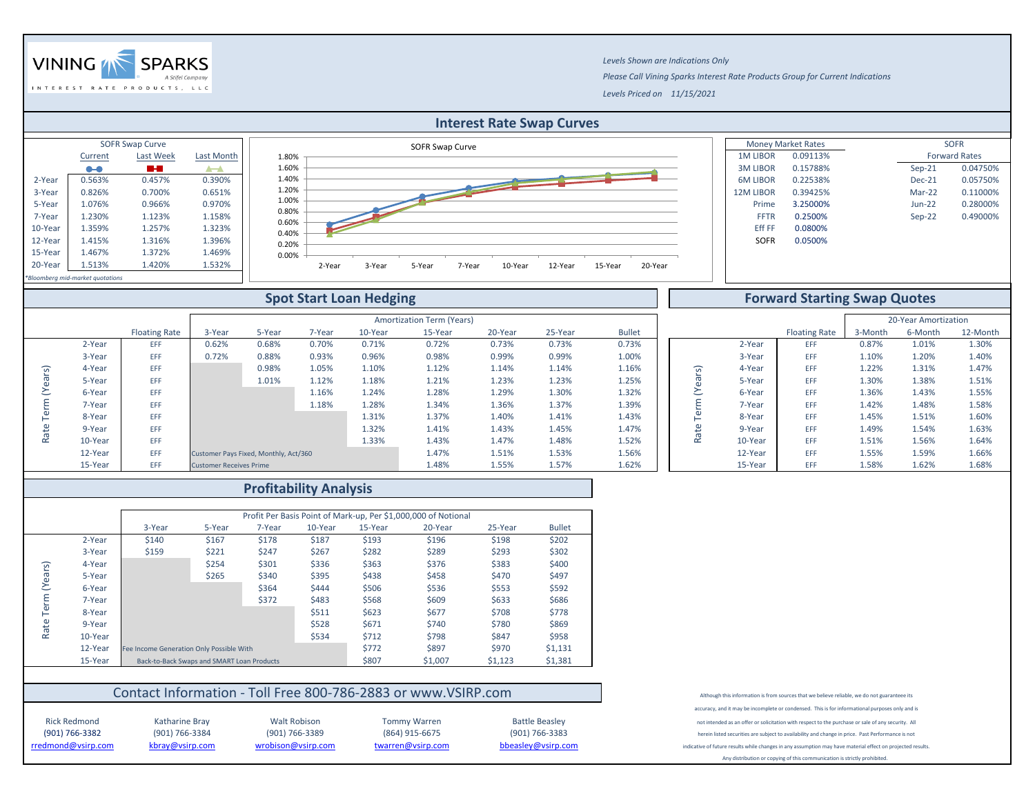VINING SPARKS INTEREST RATE PRODUCTS, LLC — A Stifel Company

*Levels Shown are Indications Only*

*Please Call Vining Sparks Interest Rate Products Group for Current Indications*

*Levels Priced on 11/15/2021*

## Interest Rate Swap Curves

| | SOFR Swap Curve | | |
|---|---|---|---|
| | Current | Last Week | Last Month |
| 2-Year | 0.563% | 0.457% | 0.390% |
| 3-Year | 0.826% | 0.700% | 0.651% |
| 5-Year | 1.076% | 0.966% | 0.970% |
| 7-Year | 1.230% | 1.123% | 1.158% |
| 10-Year | 1.359% | 1.257% | 1.323% |
| 12-Year | 1.415% | 1.316% | 1.396% |
| 15-Year | 1.467% | 1.372% | 1.469% |
| 20-Year | 1.513% | 1.420% | 1.532% |

*Bloomberg mid-market quotations

SOFR Swap Curve

1.80%
1.60%
1.40%
1.20%
1.00%
0.80%
0.60%
0.40%
0.20%
0.00%

2-Year 3-Year 5-Year 7-Year 10-Year 12-Year 15-Year 20-Year

| Money Market Rates | |
|---|---|
| 1M LIBOR | 0.09113% |
| 3M LIBOR | 0.15788% |
| 6M LIBOR | 0.22538% |
| 12M LIBOR | 0.39425% |
| Prime | 3.25000% |
| FFTR | 0.2500% |
| Eff FF | 0.0800% |
| SOFR | 0.0500% |

| SOFR Forward Rates | |
|---|---|
| Sep-21 | 0.04750% |
| Dec-21 | 0.05750% |
| Mar-22 | 0.11000% |
| Jun-22 | 0.28000% |
| Sep-22 | 0.49000% |

## Spot Start Loan Hedging

| Rate Term (Years) | Floating Rate | Amortization Term (Years) | | | | | | | |
|---|---|---|---|---|---|---|---|---|---|
| | | 3-Year | 5-Year | 7-Year | 10-Year | 15-Year | 20-Year | 25-Year | Bullet |
| 2-Year | EFF | 0.62% | 0.68% | 0.70% | 0.71% | 0.72% | 0.73% | 0.73% | 0.73% |
| 3-Year | EFF | 0.72% | 0.88% | 0.93% | 0.96% | 0.98% | 0.99% | 0.99% | 1.00% |
| 4-Year | EFF | | 0.98% | 1.05% | 1.10% | 1.12% | 1.14% | 1.14% | 1.16% |
| 5-Year | EFF | | 1.01% | 1.12% | 1.18% | 1.21% | 1.23% | 1.23% | 1.25% |
| 6-Year | EFF | | | 1.16% | 1.24% | 1.28% | 1.29% | 1.30% | 1.32% |
| 7-Year | EFF | | | 1.18% | 1.28% | 1.34% | 1.36% | 1.37% | 1.39% |
| 8-Year | EFF | | | | 1.31% | 1.37% | 1.40% | 1.41% | 1.43% |
| 9-Year | EFF | | | | 1.32% | 1.41% | 1.43% | 1.45% | 1.47% |
| 10-Year | EFF | | | | 1.33% | 1.43% | 1.47% | 1.48% | 1.52% |
| 12-Year | EFF | Customer Pays Fixed, Monthly, Act/360 | | | | 1.47% | 1.51% | 1.53% | 1.56% |
| 15-Year | EFF | Customer Receives Prime | | | | 1.48% | 1.55% | 1.57% | 1.62% |

## Forward Starting Swap Quotes

| Rate Term (Years) | Floating Rate | 20-Year Amortization | | |
|---|---|---|---|---|
| | | 3-Month | 6-Month | 12-Month |
| 2-Year | EFF | 0.87% | 1.01% | 1.30% |
| 3-Year | EFF | 1.10% | 1.20% | 1.40% |
| 4-Year | EFF | 1.22% | 1.31% | 1.47% |
| 5-Year | EFF | 1.30% | 1.38% | 1.51% |
| 6-Year | EFF | 1.36% | 1.43% | 1.55% |
| 7-Year | EFF | 1.42% | 1.48% | 1.58% |
| 8-Year | EFF | 1.45% | 1.51% | 1.60% |
| 9-Year | EFF | 1.49% | 1.54% | 1.63% |
| 10-Year | EFF | 1.51% | 1.56% | 1.64% |
| 12-Year | EFF | 1.55% | 1.59% | 1.66% |
| 15-Year | EFF | 1.58% | 1.62% | 1.68% |

## Profitability Analysis

| Rate Term (Years) | Profit Per Basis Point of Mark-up, Per $1,000,000 of Notional | | | | | | | |
|---|---|---|---|---|---|---|---|---|
| | 3-Year | 5-Year | 7-Year | 10-Year | 15-Year | 20-Year | 25-Year | Bullet |
| 2-Year | $140 | $167 | $178 | $187 | $193 | $196 | $198 | $202 |
| 3-Year | $159 | $221 | $247 | $267 | $282 | $289 | $293 | $302 |
| 4-Year | | $254 | $301 | $336 | $363 | $376 | $383 | $400 |
| 5-Year | | $265 | $340 | $395 | $438 | $458 | $470 | $497 |
| 6-Year | | | $364 | $444 | $506 | $536 | $553 | $592 |
| 7-Year | | | $372 | $483 | $568 | $609 | $633 | $686 |
| 8-Year | | | | $511 | $623 | $677 | $708 | $778 |
| 9-Year | | | | $528 | $671 | $740 | $780 | $869 |
| 10-Year | | | | $534 | $712 | $798 | $847 | $958 |
| 12-Year | Fee Income Generation Only Possible With | | | | $772 | $897 | $970 | $1,131 |
| 15-Year | Back-to-Back Swaps and SMART Loan Products | | | | $807 | $1,007 | $1,123 | $1,381 |

## Contact Information - Toll Free 800-786-2883 or www.VSIRP.com

| Rick Redmond | Katharine Bray | Walt Robison | Tommy Warren | Battle Beasley |
|---|---|---|---|---|
| (901) 766-3382 | (901) 766-3384 | (901) 766-3389 | (864) 915-6675 | (901) 766-3383 |
| rredmond@vsirp.com | kbray@vsirp.com | wrobison@vsirp.com | twarren@vsirp.com | bbeasley@vsirp.com |

Although this information is from sources that we believe reliable, we do not guarantee its accuracy, and it may be incomplete or condensed. This is for informational purposes only and is not intended as an offer or solicitation with respect to the purchase or sale of any security. All herein listed securities are subject to availability and change in price. Past Performance is not indicative of future results while changes in any assumption may have material effect on projected results. Any distribution or copying of this communication is strictly prohibited.